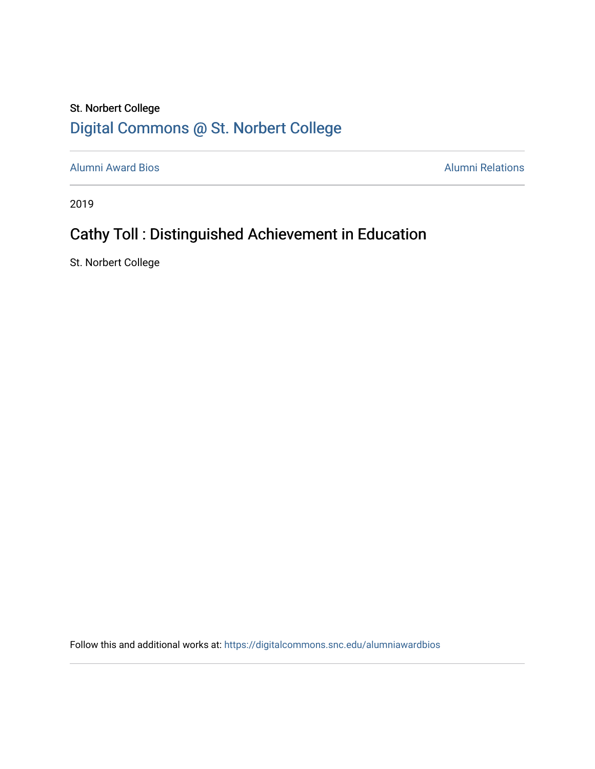St. Norbert College

Digital Commons @ St. Norbert College

Alumni Award Bios | Alumni Relations

2019

# Cathy Toll : Distinguished Achievement in Education

St. Norbert College

Follow this and additional works at: https://digitalcommons.snc.edu/alumniawardbios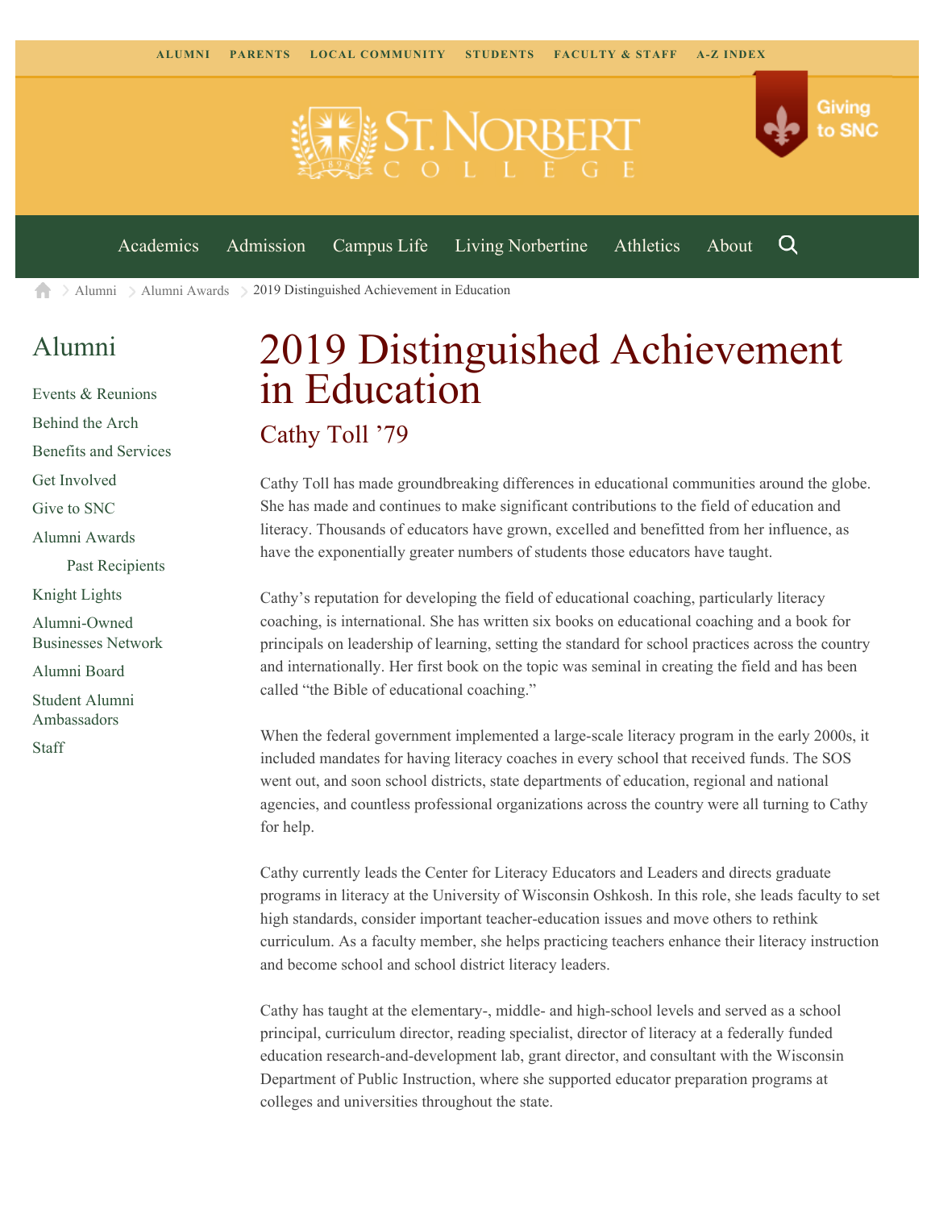ALUMNI PARENTS LOCAL COMMUNITY STUDENTS FACULTY & STAFF A-Z INDEX

Giving to SNC

Academics Admission Campus Life Living Norbertine Athletics About

Alumni > Alumni Awards > 2019 Distinguished Achievement in Education

## Alumni

- Events & Reunions
- Behind the Arch
- Benefits and Services
- Get Involved
- Give to SNC
- Alumni Awards
  - Past Recipients
- Knight Lights
- Alumni-Owned Businesses Network
- Alumni Board
- Student Alumni Ambassadors
- Staff

# 2019 Distinguished Achievement in Education

## Cathy Toll '79

Cathy Toll has made groundbreaking differences in educational communities around the globe. She has made and continues to make significant contributions to the field of education and literacy. Thousands of educators have grown, excelled and benefitted from her influence, as have the exponentially greater numbers of students those educators have taught.

Cathy's reputation for developing the field of educational coaching, particularly literacy coaching, is international. She has written six books on educational coaching and a book for principals on leadership of learning, setting the standard for school practices across the country and internationally. Her first book on the topic was seminal in creating the field and has been called "the Bible of educational coaching."

When the federal government implemented a large-scale literacy program in the early 2000s, it included mandates for having literacy coaches in every school that received funds. The SOS went out, and soon school districts, state departments of education, regional and national agencies, and countless professional organizations across the country were all turning to Cathy for help.

Cathy currently leads the Center for Literacy Educators and Leaders and directs graduate programs in literacy at the University of Wisconsin Oshkosh. In this role, she leads faculty to set high standards, consider important teacher-education issues and move others to rethink curriculum. As a faculty member, she helps practicing teachers enhance their literacy instruction and become school and school district literacy leaders.

Cathy has taught at the elementary-, middle- and high-school levels and served as a school principal, curriculum director, reading specialist, director of literacy at a federally funded education research-and-development lab, grant director, and consultant with the Wisconsin Department of Public Instruction, where she supported educator preparation programs at colleges and universities throughout the state.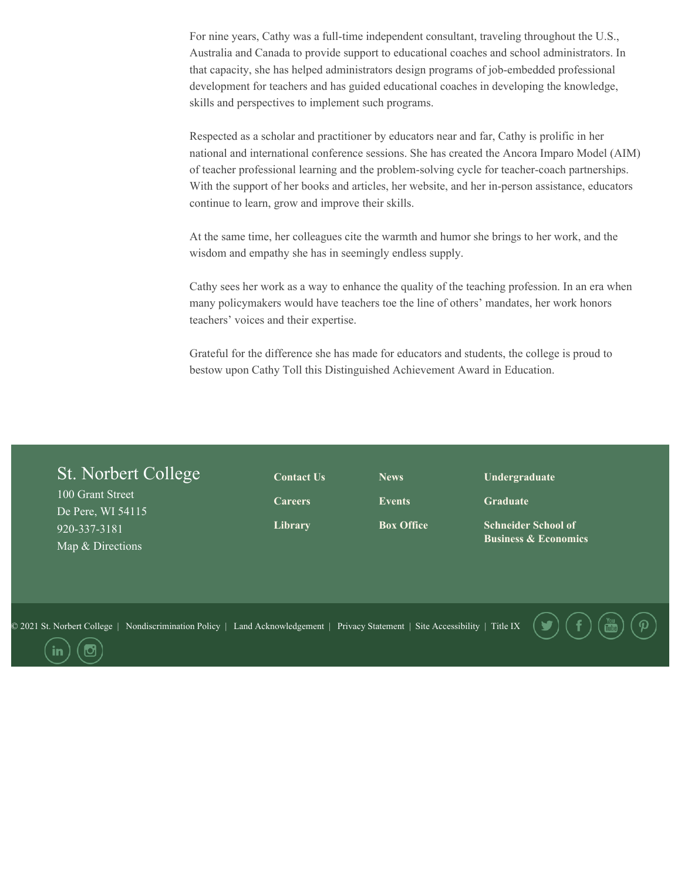For nine years, Cathy was a full-time independent consultant, traveling throughout the U.S., Australia and Canada to provide support to educational coaches and school administrators. In that capacity, she has helped administrators design programs of job-embedded professional development for teachers and has guided educational coaches in developing the knowledge, skills and perspectives to implement such programs.

Respected as a scholar and practitioner by educators near and far, Cathy is prolific in her national and international conference sessions. She has created the Ancora Imparo Model (AIM) of teacher professional learning and the problem-solving cycle for teacher-coach partnerships. With the support of her books and articles, her website, and her in-person assistance, educators continue to learn, grow and improve their skills.

At the same time, her colleagues cite the warmth and humor she brings to her work, and the wisdom and empathy she has in seemingly endless supply.

Cathy sees her work as a way to enhance the quality of the teaching profession. In an era when many policymakers would have teachers toe the line of others' mandates, her work honors teachers' voices and their expertise.

Grateful for the difference she has made for educators and students, the college is proud to bestow upon Cathy Toll this Distinguished Achievement Award in Education.

St. Norbert College
100 Grant Street
De Pere, WI 54115
920-337-3181
Map & Directions

**Contact Us**
**Careers**
**Library**

**News**
**Events**
**Box Office**

**Undergraduate**
**Graduate**
**Schneider School of Business & Economics**

© 2021 St. Norbert College | Nondiscrimination Policy | Land Acknowledgement | Privacy Statement | Site Accessibility | Title IX